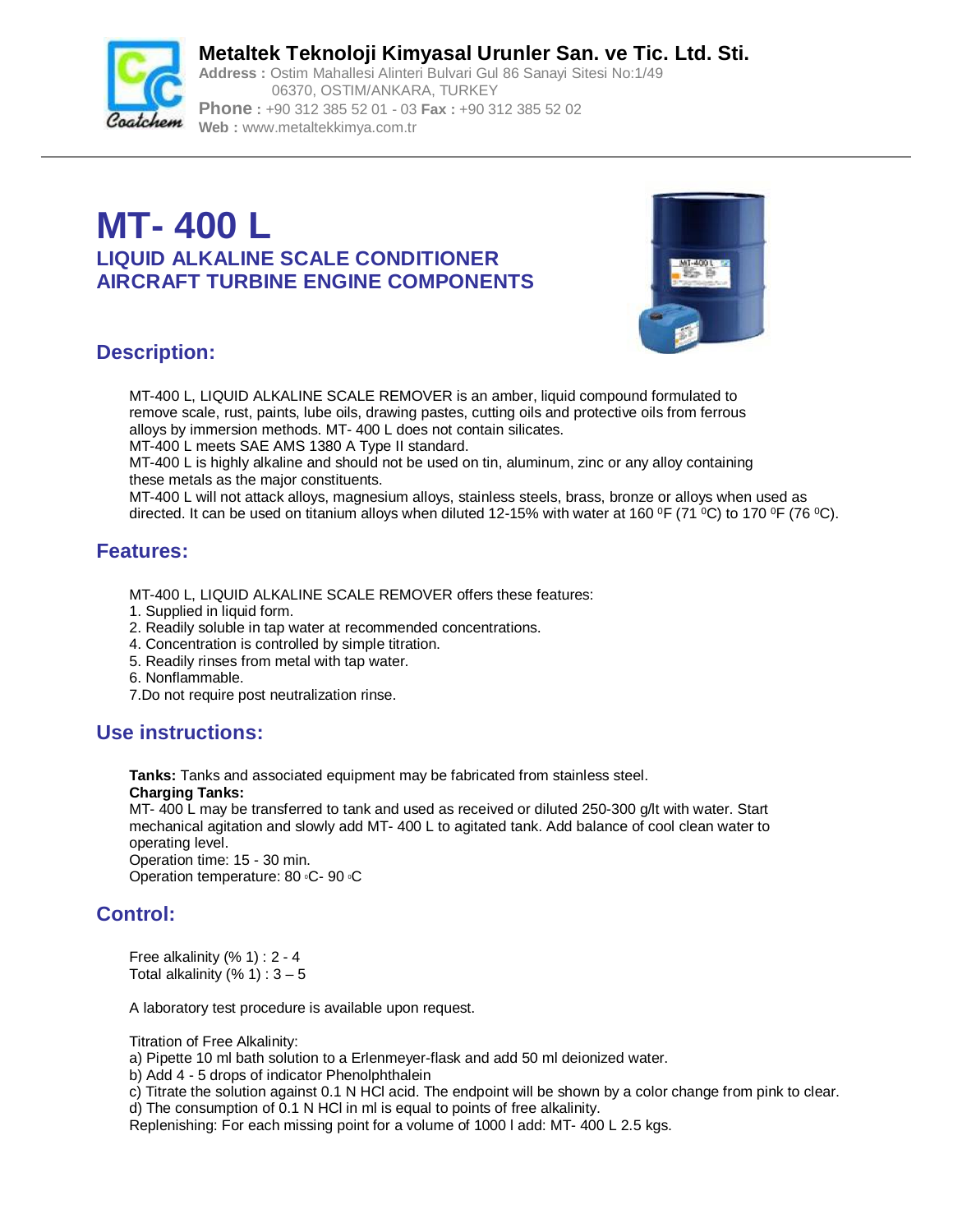**Metaltek Teknoloji Kimyasal Urunler San. ve Tic. Ltd. Sti.**
**Address :** Ostim Mahallesi Alinteri Bulvari Gul 86 Sanayi Sitesi No:1/49
06370, OSTIM/ANKARA, TURKEY
**Phone :** +90 312 385 52 01 - 03 **Fax :** +90 312 385 52 02
**Web :** www.metaltekkimya.com.tr

# MT- 400 L

## LIQUID ALKALINE SCALE CONDITIONER
## AIRCRAFT TURBINE ENGINE COMPONENTS

## Description:

MT-400 L, LIQUID ALKALINE SCALE REMOVER is an amber, liquid compound formulated to remove scale, rust, paints, lube oils, drawing pastes, cutting oils and protective oils from ferrous alloys by immersion methods. MT- 400 L does not contain silicates.
MT-400 L meets SAE AMS 1380 A Type II standard.
MT-400 L is highly alkaline and should not be used on tin, aluminum, zinc or any alloy containing these metals as the major constituents.
MT-400 L will not attack alloys, magnesium alloys, stainless steels, brass, bronze or alloys when used as directed. It can be used on titanium alloys when diluted 12-15% with water at 160 $^0$F (71 $^0$C) to 170 $^0$F (76 $^0$C).

## Features:

MT-400 L, LIQUID ALKALINE SCALE REMOVER offers these features:
1. Supplied in liquid form.
2. Readily soluble in tap water at recommended concentrations.
4. Concentration is controlled by simple titration.
5. Readily rinses from metal with tap water.
6. Nonflammable.
7.Do not require post neutralization rinse.

## Use instructions:

**Tanks:** Tanks and associated equipment may be fabricated from stainless steel.
**Charging Tanks:**
MT- 400 L may be transferred to tank and used as received or diluted 250-300 g/lt with water. Start mechanical agitation and slowly add MT- 400 L to agitated tank. Add balance of cool clean water to operating level.
Operation time: 15 - 30 min.
Operation temperature: 80 °C- 90 °C

## Control:

Free alkalinity (% 1) : 2 - 4
Total alkalinity (% 1) : 3 – 5

A laboratory test procedure is available upon request.

Titration of Free Alkalinity:
a) Pipette 10 ml bath solution to a Erlenmeyer-flask and add 50 ml deionized water.
b) Add 4 - 5 drops of indicator Phenolphthalein
c) Titrate the solution against 0.1 N HCl acid. The endpoint will be shown by a color change from pink to clear.
d) The consumption of 0.1 N HCl in ml is equal to points of free alkalinity.
Replenishing: For each missing point for a volume of 1000 l add: MT- 400 L 2.5 kgs.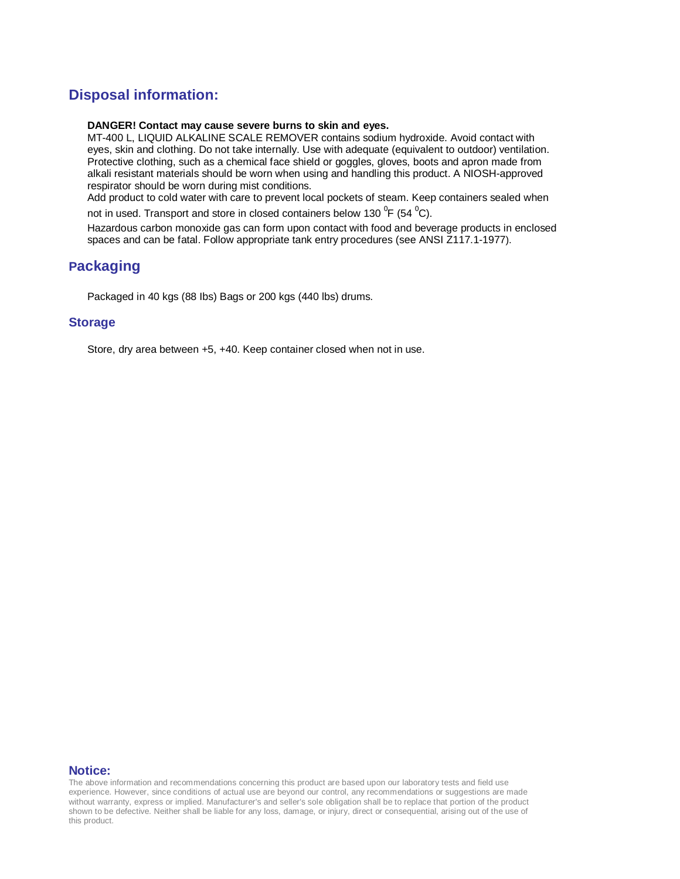## Disposal information:

**DANGER! Contact may cause severe burns to skin and eyes.**

MT-400 L, LIQUID ALKALINE SCALE REMOVER contains sodium hydroxide. Avoid contact with eyes, skin and clothing. Do not take internally. Use with adequate (equivalent to outdoor) ventilation. Protective clothing, such as a chemical face shield or goggles, gloves, boots and apron made from alkali resistant materials should be worn when using and handling this product. A NIOSH-approved respirator should be worn during mist conditions.

Add product to cold water with care to prevent local pockets of steam. Keep containers sealed when not in used. Transport and store in closed containers below 130 $^{0}$F (54 $^{0}$C).

Hazardous carbon monoxide gas can form upon contact with food and beverage products in enclosed spaces and can be fatal. Follow appropriate tank entry procedures (see ANSI Z117.1-1977).

## Packaging

Packaged in 40 kgs (88 Ibs) Bags or 200 kgs (440 lbs) drums.

### Storage

Store, dry area between +5, +40. Keep container closed when not in use.

### Notice:

The above information and recommendations concerning this product are based upon our laboratory tests and field use experience. However, since conditions of actual use are beyond our control, any recommendations or suggestions are made without warranty, express or implied. Manufacturer's and seller's sole obligation shall be to replace that portion of the product shown to be defective. Neither shall be liable for any loss, damage, or injury, direct or consequential, arising out of the use of this product.